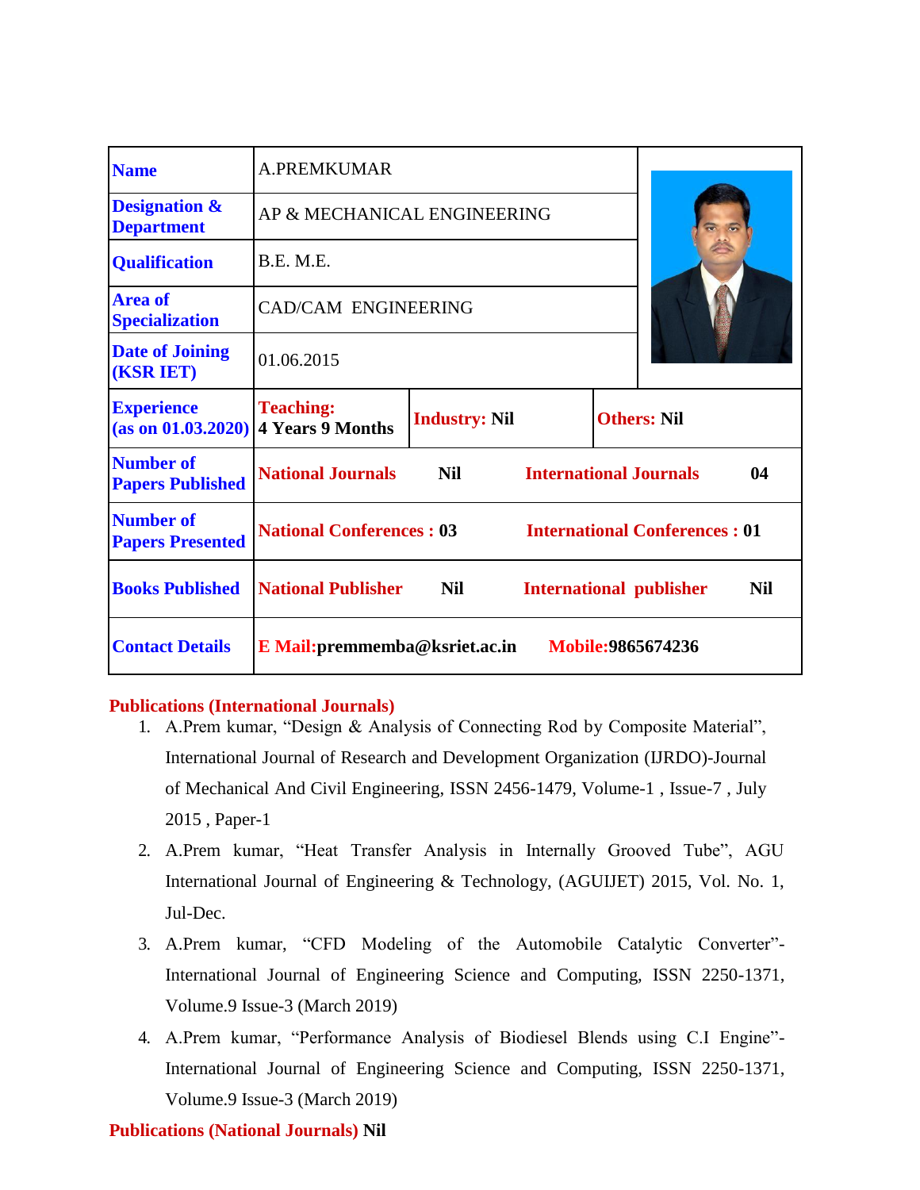| | | | |
|---|---|---|---|
| **Name** | A.PREMKUMAR | | |
| **Designation & Department** | AP & MECHANICAL ENGINEERING | | |
| **Qualification** | B.E. M.E. | | |
| **Area of Specialization** | CAD/CAM ENGINEERING | | |
| **Date of Joining (KSR IET)** | 01.06.2015 | | |
| **Experience (as on 01.03.2020)** | **Teaching: 4 Years 9 Months** | **Industry: Nil** | **Others: Nil** |
| **Number of Papers Published** | **National Journals** Nil | **International Journals** 04 | |
| **Number of Papers Presented** | **National Conferences : 03** | **International Conferences : 01** | |
| **Books Published** | **National Publisher** Nil | **International publisher** Nil | |
| **Contact Details** | **E Mail:premmemba@ksriet.ac.in** | **Mobile:9865674236** | |

**Publications (International Journals)**

1. A.Prem kumar, "Design & Analysis of Connecting Rod by Composite Material", International Journal of Research and Development Organization (IJRDO)-Journal of Mechanical And Civil Engineering, ISSN 2456-1479, Volume-1 , Issue-7 , July 2015 , Paper-1
2. A.Prem kumar, "Heat Transfer Analysis in Internally Grooved Tube", AGU International Journal of Engineering & Technology, (AGUIJET) 2015, Vol. No. 1, Jul-Dec.
3. A.Prem kumar, "CFD Modeling of the Automobile Catalytic Converter"-International Journal of Engineering Science and Computing, ISSN 2250-1371, Volume.9 Issue-3 (March 2019)
4. A.Prem kumar, "Performance Analysis of Biodiesel Blends using C.I Engine"-International Journal of Engineering Science and Computing, ISSN 2250-1371, Volume.9 Issue-3 (March 2019)

**Publications (National Journals) Nil**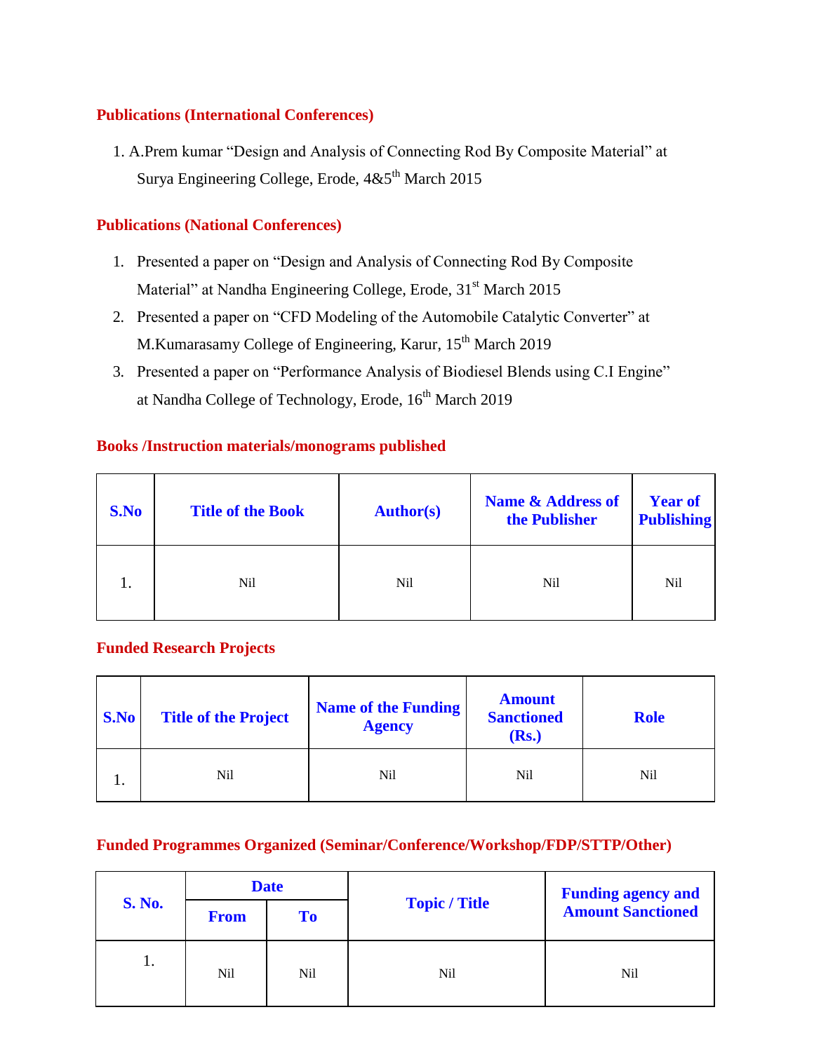## Publications (International Conferences)

1. A.Prem kumar "Design and Analysis of Connecting Rod By Composite Material" at Surya Engineering College, Erode, 4&5th March 2015

## Publications (National Conferences)

1. Presented a paper on "Design and Analysis of Connecting Rod By Composite Material" at Nandha Engineering College, Erode, 31st March 2015
2. Presented a paper on "CFD Modeling of the Automobile Catalytic Converter" at M.Kumarasamy College of Engineering, Karur, 15th March 2019
3. Presented a paper on "Performance Analysis of Biodiesel Blends using C.I Engine" at Nandha College of Technology, Erode, 16th March 2019

## Books /Instruction materials/monograms published

| S.No | Title of the Book | Author(s) | Name & Address of the Publisher | Year of Publishing |
|---|---|---|---|---|
| 1. | Nil | Nil | Nil | Nil |

## Funded Research Projects

| S.No | Title of the Project | Name of the Funding Agency | Amount Sanctioned (Rs.) | Role |
|---|---|---|---|---|
| 1. | Nil | Nil | Nil | Nil |

## Funded Programmes Organized (Seminar/Conference/Workshop/FDP/STTP/Other)

| S. No. | Date | | Topic / Title | Funding agency and Amount Sanctioned |
|---|---|---|---|---|
| | From | To | | |
| 1. | Nil | Nil | Nil | Nil |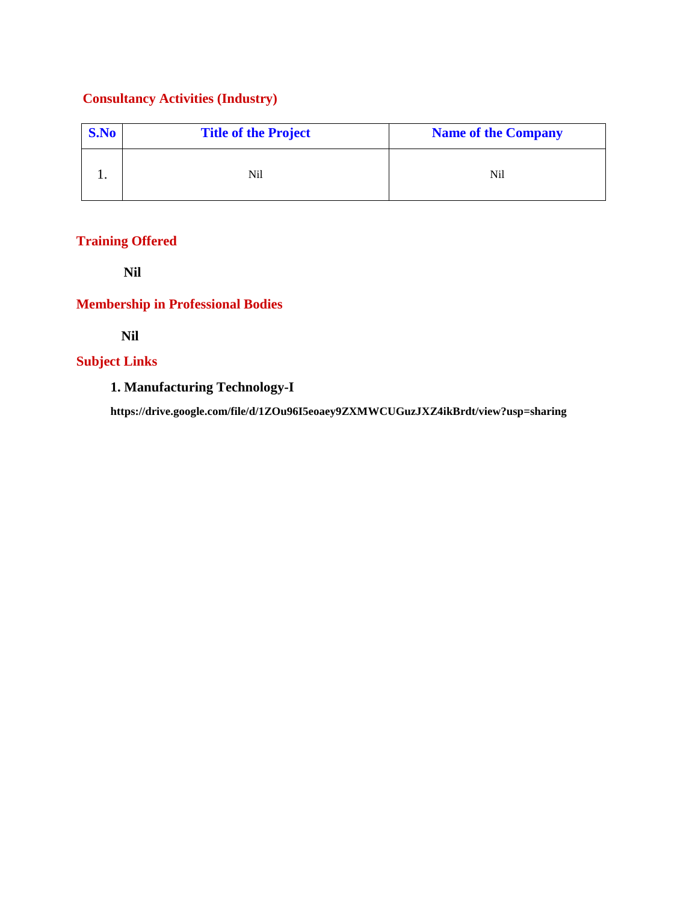## Consultancy Activities (Industry)

| S.No | Title of the Project | Name of the Company |
|---|---|---|
| 1. | Nil | Nil |

## Training Offered

**Nil**

## Membership in Professional Bodies

**Nil**

## Subject Links

**1. Manufacturing Technology-I**

**https://drive.google.com/file/d/1ZOu96I5eoaey9ZXMWCUGuzJXZ4ikBrdt/view?usp=sharing**